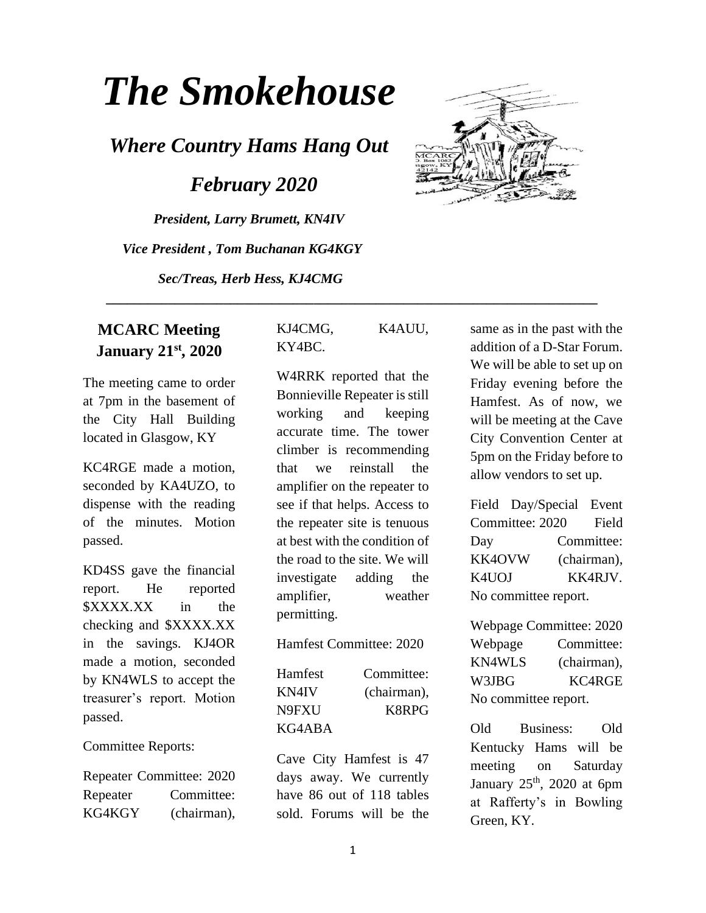# The Smokehouse

## *Where Country Hams Hang Out*

## *February 2020*

***President, Larry Brumett, KN4IV***

***Vice President , Tom Buchanan KG4KGY***

***Sec/Treas, Herb Hess, KJ4CMG***

---

### MCARC Meeting January 21st, 2020

The meeting came to order at 7pm in the basement of the City Hall Building located in Glasgow, KY

KC4RGE made a motion, seconded by KA4UZO, to dispense with the reading of the minutes. Motion passed.

KD4SS gave the financial report. He reported $XXXX.XX in the checking and $XXXX.XX in the savings. KJ4OR made a motion, seconded by KN4WLS to accept the treasurer's report. Motion passed.

Committee Reports:

Repeater Committee: 2020 Repeater Committee: KG4KGY (chairman), KJ4CMG, K4AUU, KY4BC.

W4RRK reported that the Bonnieville Repeater is still working and keeping accurate time. The tower climber is recommending that we reinstall the amplifier on the repeater to see if that helps. Access to the repeater site is tenuous at best with the condition of the road to the site. We will investigate adding the amplifier, weather permitting.

Hamfest Committee: 2020

Hamfest Committee: KN4IV (chairman), N9FXU K8RPG KG4ABA

Cave City Hamfest is 47 days away. We currently have 86 out of 118 tables sold. Forums will be the same as in the past with the addition of a D-Star Forum. We will be able to set up on Friday evening before the Hamfest. As of now, we will be meeting at the Cave City Convention Center at 5pm on the Friday before to allow vendors to set up.

Field Day/Special Event Committee: 2020 Field Day Committee: KK4OVW (chairman), K4UOJ KK4RJV. No committee report.

Webpage Committee: 2020 Webpage Committee: KN4WLS (chairman), W3JBG KC4RGE No committee report.

Old Business: Old Kentucky Hams will be meeting on Saturday January 25th, 2020 at 6pm at Rafferty's in Bowling Green, KY.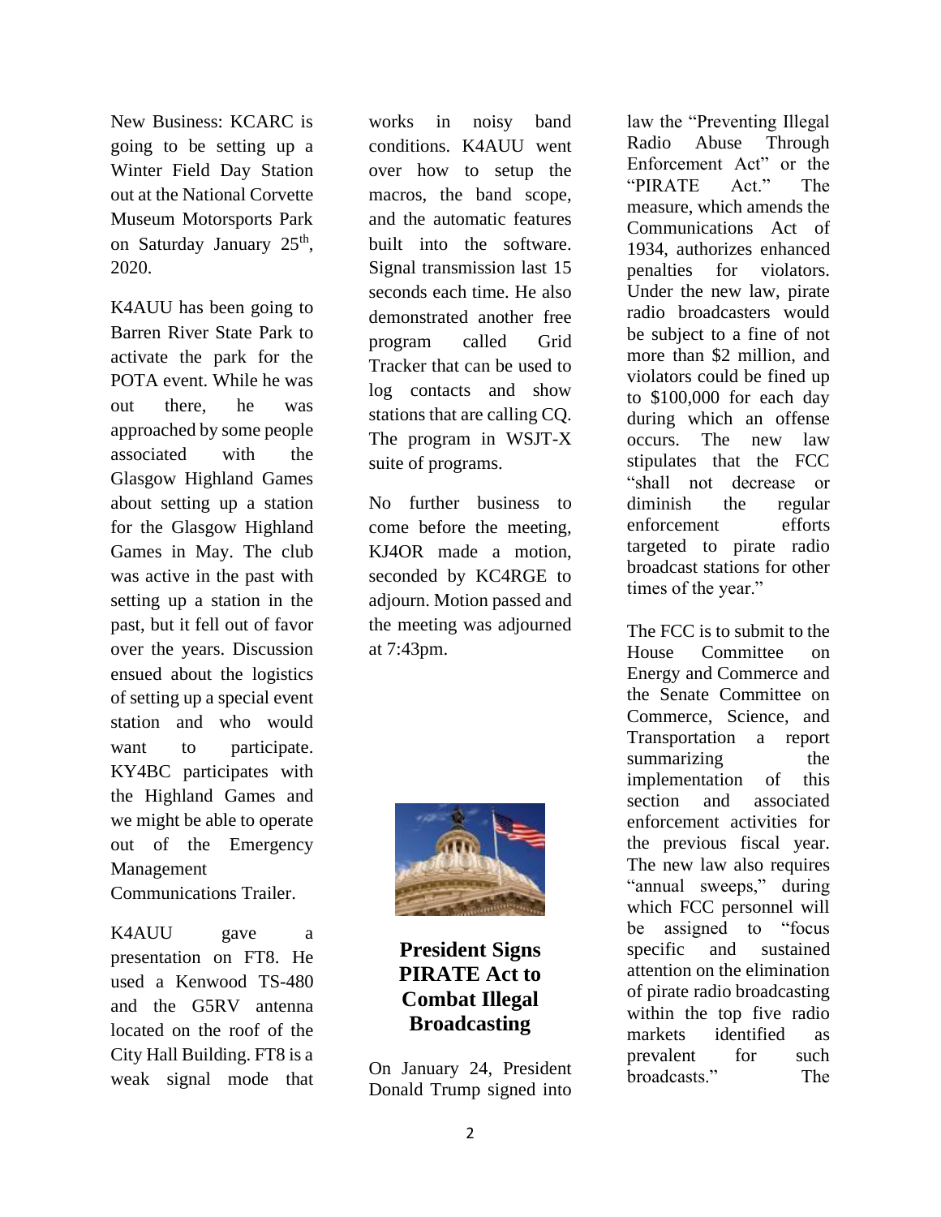New Business: KCARC is going to be setting up a Winter Field Day Station out at the National Corvette Museum Motorsports Park on Saturday January 25th, 2020.

K4AUU has been going to Barren River State Park to activate the park for the POTA event. While he was out there, he was approached by some people associated with the Glasgow Highland Games about setting up a station for the Glasgow Highland Games in May. The club was active in the past with setting up a station in the past, but it fell out of favor over the years. Discussion ensued about the logistics of setting up a special event station and who would want to participate. KY4BC participates with the Highland Games and we might be able to operate out of the Emergency Management Communications Trailer.

K4AUU gave a presentation on FT8. He used a Kenwood TS-480 and the G5RV antenna located on the roof of the City Hall Building. FT8 is a weak signal mode that works in noisy band conditions. K4AUU went over how to setup the macros, the band scope, and the automatic features built into the software. Signal transmission last 15 seconds each time. He also demonstrated another free program called Grid Tracker that can be used to log contacts and show stations that are calling CQ. The program in WSJT-X suite of programs.

No further business to come before the meeting, KJ4OR made a motion, seconded by KC4RGE to adjourn. Motion passed and the meeting was adjourned at 7:43pm.

## President Signs PIRATE Act to Combat Illegal Broadcasting

On January 24, President Donald Trump signed into law the "Preventing Illegal Radio Abuse Through Enforcement Act" or the "PIRATE Act." The measure, which amends the Communications Act of 1934, authorizes enhanced penalties for violators. Under the new law, pirate radio broadcasters would be subject to a fine of not more than \$2 million, and violators could be fined up to \$100,000 for each day during which an offense occurs. The new law stipulates that the FCC "shall not decrease or diminish the regular enforcement efforts targeted to pirate radio broadcast stations for other times of the year."

The FCC is to submit to the House Committee on Energy and Commerce and the Senate Committee on Commerce, Science, and Transportation a report summarizing the implementation of this section and associated enforcement activities for the previous fiscal year. The new law also requires "annual sweeps," during which FCC personnel will be assigned to "focus specific and sustained attention on the elimination of pirate radio broadcasting within the top five radio markets identified as prevalent for such broadcasts." The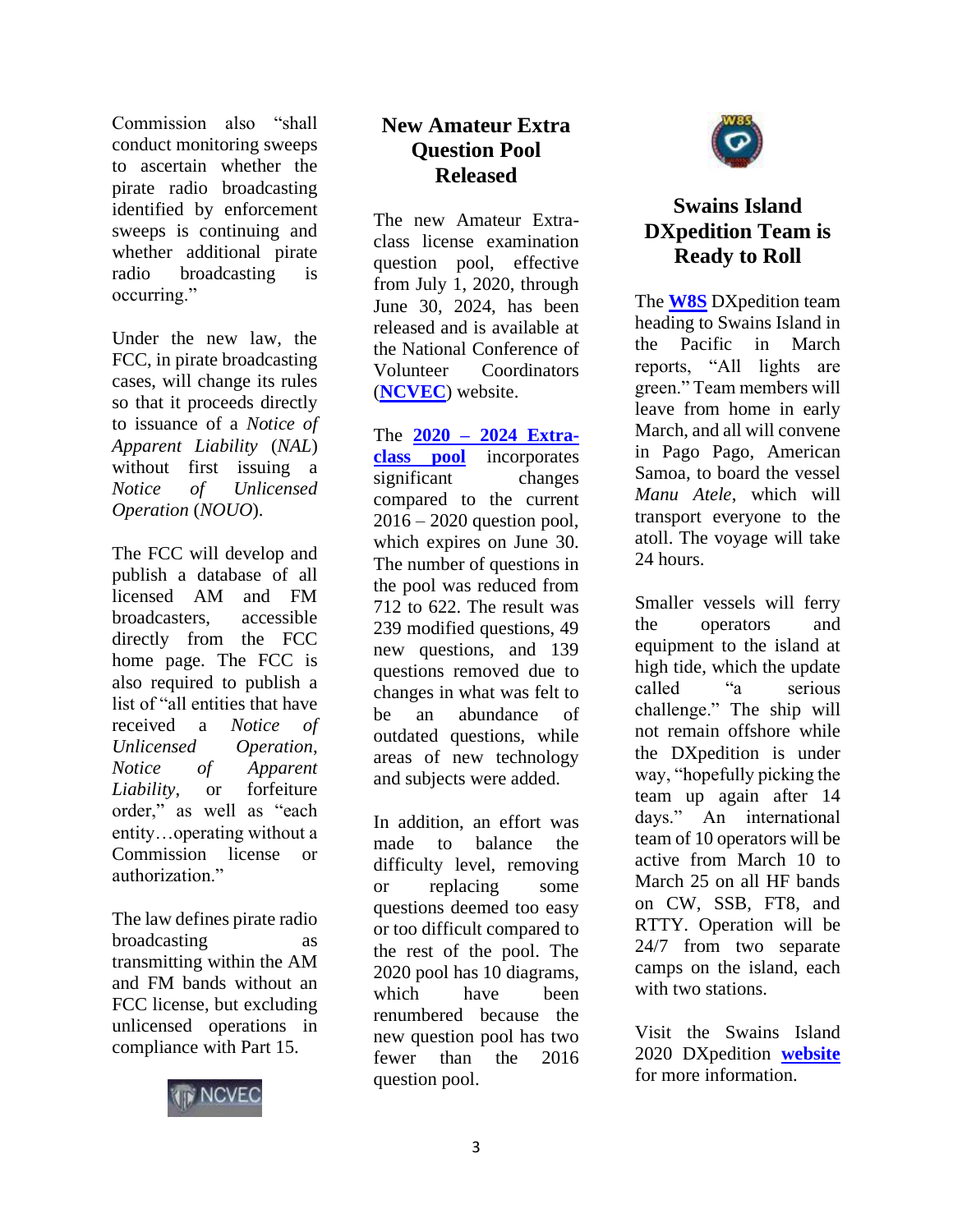Commission also "shall conduct monitoring sweeps to ascertain whether the pirate radio broadcasting identified by enforcement sweeps is continuing and whether additional pirate radio broadcasting is occurring."

Under the new law, the FCC, in pirate broadcasting cases, will change its rules so that it proceeds directly to issuance of a *Notice of Apparent Liability* (*NAL*) without first issuing a *Notice of Unlicensed Operation* (*NOUO*).

The FCC will develop and publish a database of all licensed AM and FM broadcasters, accessible directly from the FCC home page. The FCC is also required to publish a list of "all entities that have received a *Notice of Unlicensed Operation*, *Notice of Apparent Liability*, or forfeiture order," as well as "each entity…operating without a Commission license or authorization."

The law defines pirate radio broadcasting as transmitting within the AM and FM bands without an FCC license, but excluding unlicensed operations in compliance with Part 15.

## New Amateur Extra Question Pool Released

The new Amateur Extra-class license examination question pool, effective from July 1, 2020, through June 30, 2024, has been released and is available at the National Conference of Volunteer Coordinators (**NCVEC**) website.

The **2020 – 2024 Extra-class pool** incorporates significant changes compared to the current 2016 – 2020 question pool, which expires on June 30. The number of questions in the pool was reduced from 712 to 622. The result was 239 modified questions, 49 new questions, and 139 questions removed due to changes in what was felt to be an abundance of outdated questions, while areas of new technology and subjects were added.

In addition, an effort was made to balance the difficulty level, removing or replacing some questions deemed too easy or too difficult compared to the rest of the pool. The 2020 pool has 10 diagrams, which have been renumbered because the new question pool has two fewer than the 2016 question pool.

## Swains Island DXpedition Team is Ready to Roll

The **W8S** DXpedition team heading to Swains Island in the Pacific in March reports, "All lights are green." Team members will leave from home in early March, and all will convene in Pago Pago, American Samoa, to board the vessel *Manu Atele*, which will transport everyone to the atoll. The voyage will take 24 hours.

Smaller vessels will ferry the operators and equipment to the island at high tide, which the update called "a serious challenge." The ship will not remain offshore while the DXpedition is under way, "hopefully picking the team up again after 14 days." An international team of 10 operators will be active from March 10 to March 25 on all HF bands on CW, SSB, FT8, and RTTY. Operation will be 24/7 from two separate camps on the island, each with two stations.

Visit the Swains Island 2020 DXpedition **website** for more information.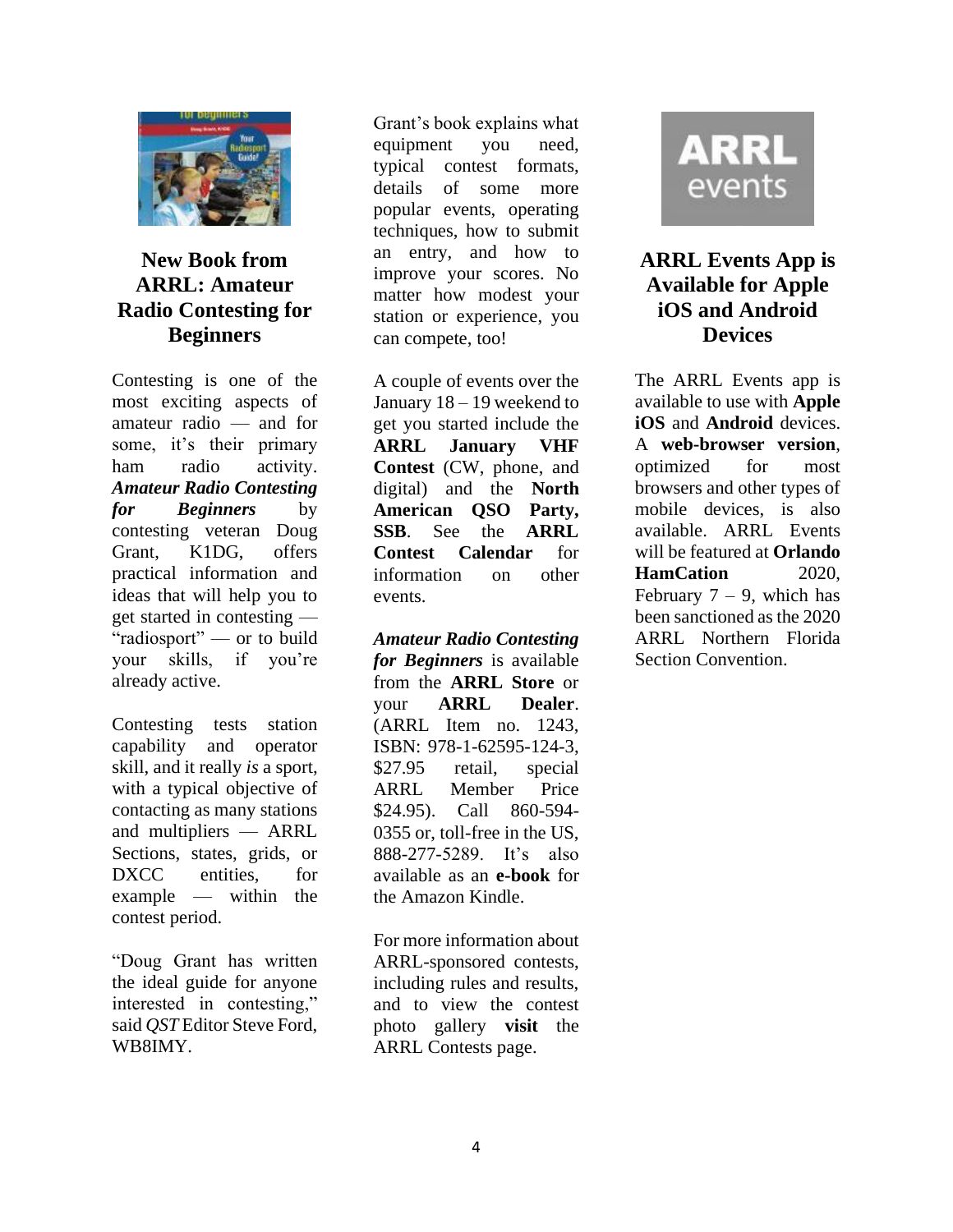## New Book from ARRL: Amateur Radio Contesting for Beginners

Contesting is one of the most exciting aspects of amateur radio — and for some, it's their primary ham radio activity. ***Amateur Radio Contesting for Beginners*** by contesting veteran Doug Grant, K1DG, offers practical information and ideas that will help you to get started in contesting — "radiosport" — or to build your skills, if you're already active.

Contesting tests station capability and operator skill, and it really *is* a sport, with a typical objective of contacting as many stations and multipliers — ARRL Sections, states, grids, or DXCC entities, for example — within the contest period.

"Doug Grant has written the ideal guide for anyone interested in contesting," said *QST* Editor Steve Ford, WB8IMY.

Grant's book explains what equipment you need, typical contest formats, details of some more popular events, operating techniques, how to submit an entry, and how to improve your scores. No matter how modest your station or experience, you can compete, too!

A couple of events over the January 18 – 19 weekend to get you started include the **ARRL January VHF Contest** (CW, phone, and digital) and the **North American QSO Party, SSB**. See the **ARRL Contest Calendar** for information on other events.

***Amateur Radio Contesting for Beginners*** is available from the **ARRL Store** or your **ARRL Dealer**. (ARRL Item no. 1243, ISBN: 978-1-62595-124-3, $27.95 retail, special ARRL Member Price $24.95). Call 860-594-0355 or, toll-free in the US, 888-277-5289. It's also available as an **e-book** for the Amazon Kindle.

For more information about ARRL-sponsored contests, including rules and results, and to view the contest photo gallery **visit** the ARRL Contests page.

## ARRL Events App is Available for Apple iOS and Android Devices

The ARRL Events app is available to use with **Apple iOS** and **Android** devices. A **web-browser version**, optimized for most browsers and other types of mobile devices, is also available. ARRL Events will be featured at **Orlando HamCation** 2020, February 7 – 9, which has been sanctioned as the 2020 ARRL Northern Florida Section Convention.